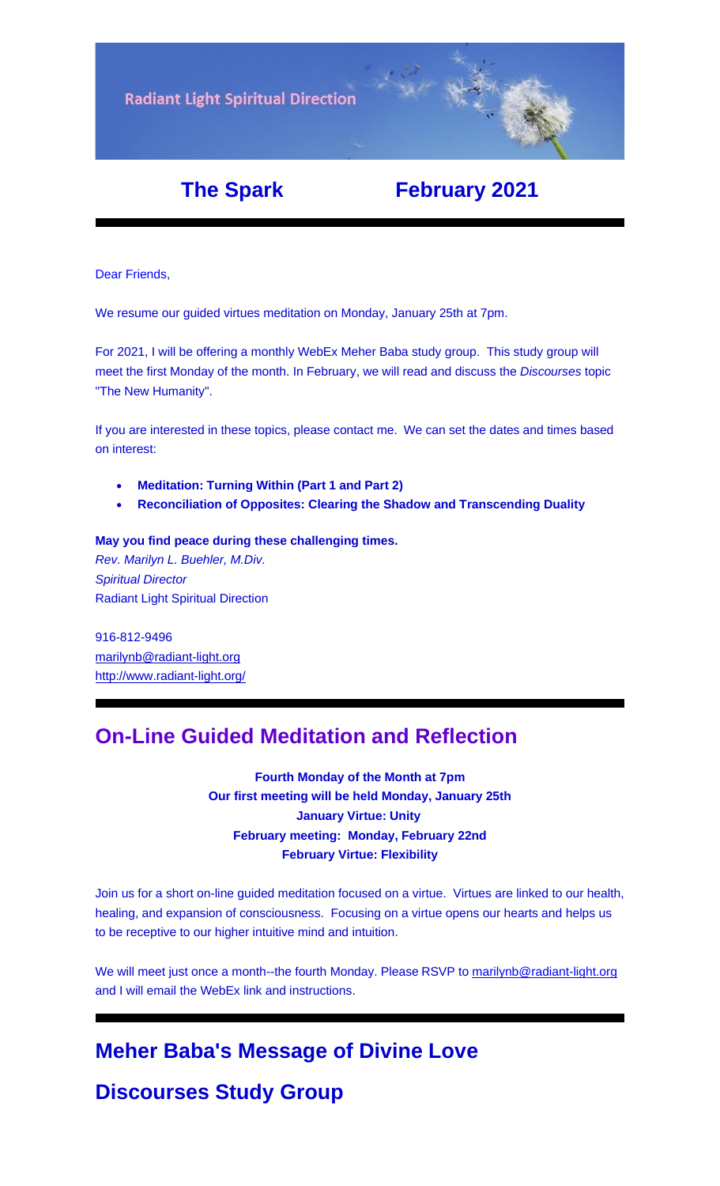Radiant Light Spiritual Direction

# The Spark February 2021

Dear Friends,

We resume our guided virtues meditation on Monday, January 25th at 7pm.

For 2021, I will be offering a monthly WebEx Meher Baba study group. This study group will meet the first Monday of the month. In February, we will read and discuss the *Discourses* topic "The New Humanity".

If you are interested in these topics, please contact me. We can set the dates and times based on interest:

- **Meditation: Turning Within (Part 1 and Part 2)**
- **Reconciliation of Opposites: Clearing the Shadow and Transcending Duality**

**May you find peace during these challenging times.**
*Rev. Marilyn L. Buehler, M.Div.*
*Spiritual Director*
Radiant Light Spiritual Direction

916-812-9496
marilynb@radiant-light.org
http://www.radiant-light.org/

## On-Line Guided Meditation and Reflection

**Fourth Monday of the Month at 7pm**
**Our first meeting will be held Monday, January 25th**
**January Virtue: Unity**
**February meeting: Monday, February 22nd**
**February Virtue: Flexibility**

Join us for a short on-line guided meditation focused on a virtue. Virtues are linked to our health, healing, and expansion of consciousness. Focusing on a virtue opens our hearts and helps us to be receptive to our higher intuitive mind and intuition.

We will meet just once a month--the fourth Monday. Please RSVP to marilynb@radiant-light.org and I will email the WebEx link and instructions.

## Meher Baba's Message of Divine Love

## Discourses Study Group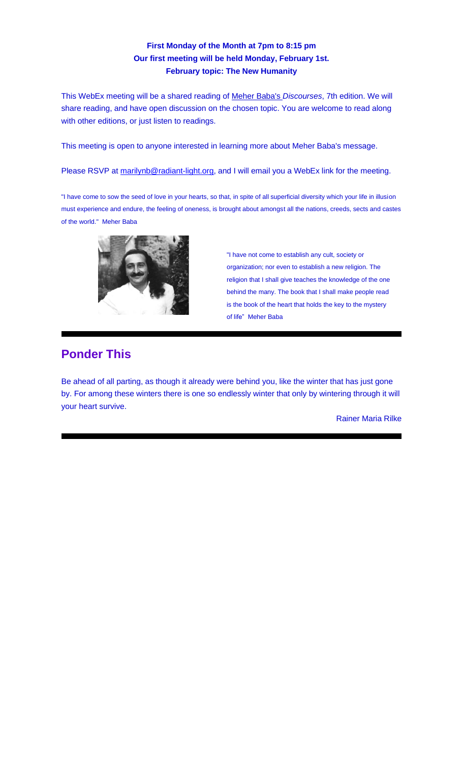**First Monday of the Month at 7pm to 8:15 pm**
**Our first meeting will be held Monday, February 1st.**
**February topic: The New Humanity**

This WebEx meeting will be a shared reading of Meher Baba's *Discourses*, 7th edition. We will share reading, and have open discussion on the chosen topic. You are welcome to read along with other editions, or just listen to readings.

This meeting is open to anyone interested in learning more about Meher Baba's message.

Please RSVP at marilynb@radiant-light.org, and I will email you a WebEx link for the meeting.

"I have come to sow the seed of love in your hearts, so that, in spite of all superficial diversity which your life in illusion must experience and endure, the feeling of oneness, is brought about amongst all the nations, creeds, sects and castes of the world." Meher Baba

"I have not come to establish any cult, society or organization; nor even to establish a new religion. The religion that I shall give teaches the knowledge of the one behind the many. The book that I shall make people read is the book of the heart that holds the key to the mystery of life" Meher Baba

## Ponder This

Be ahead of all parting, as though it already were behind you, like the winter that has just gone by. For among these winters there is one so endlessly winter that only by wintering through it will your heart survive.

Rainer Maria Rilke